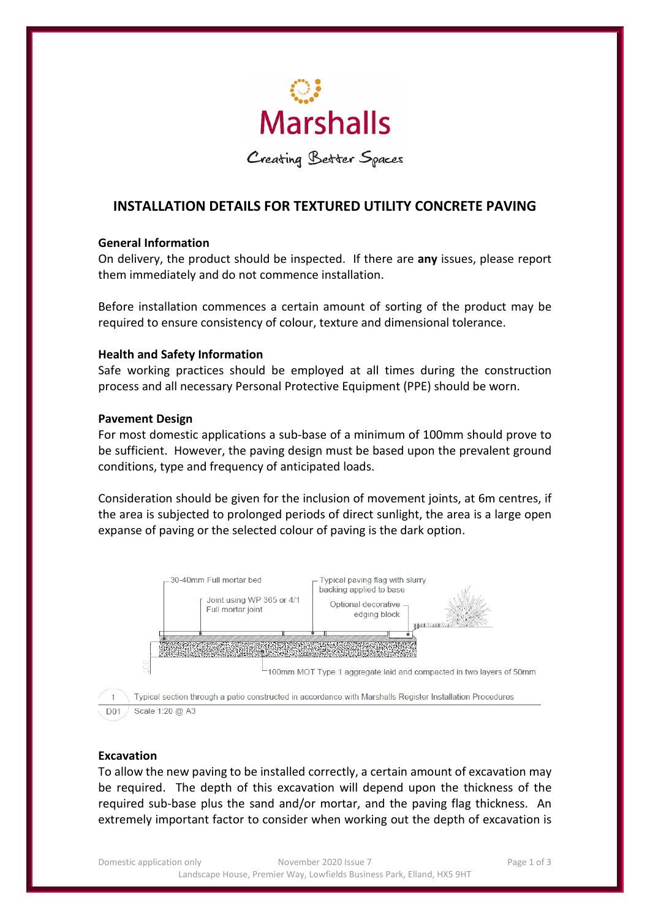Marshalls

Creating Better Spaces

# INSTALLATION DETAILS FOR TEXTURED UTILITY CONCRETE PAVING

## General Information

On delivery, the product should be inspected. If there are **any** issues, please report them immediately and do not commence installation.

Before installation commences a certain amount of sorting of the product may be required to ensure consistency of colour, texture and dimensional tolerance.

## Health and Safety Information

Safe working practices should be employed at all times during the construction process and all necessary Personal Protective Equipment (PPE) should be worn.

## Pavement Design

For most domestic applications a sub-base of a minimum of 100mm should prove to be sufficient. However, the paving design must be based upon the prevalent ground conditions, type and frequency of anticipated loads.

Consideration should be given for the inclusion of movement joints, at 6m centres, if the area is subjected to prolonged periods of direct sunlight, the area is a large open expanse of paving or the selected colour of paving is the dark option.

30-40mm Full mortar bed

Joint using WP 365 or 4/1 Full mortar joint

Typical paving flag with slurry backing applied to base

Optional decorative edging block

100

100mm MOT Type 1 aggregate laid and compacted in two layers of 50mm

1 / D01 — Typical section through a patio constructed in accordance with Marshalls Register Installation Procedures

Scale 1:20 @ A3

## Excavation

To allow the new paving to be installed correctly, a certain amount of excavation may be required. The depth of this excavation will depend upon the thickness of the required sub-base plus the sand and/or mortar, and the paving flag thickness. An extremely important factor to consider when working out the depth of excavation is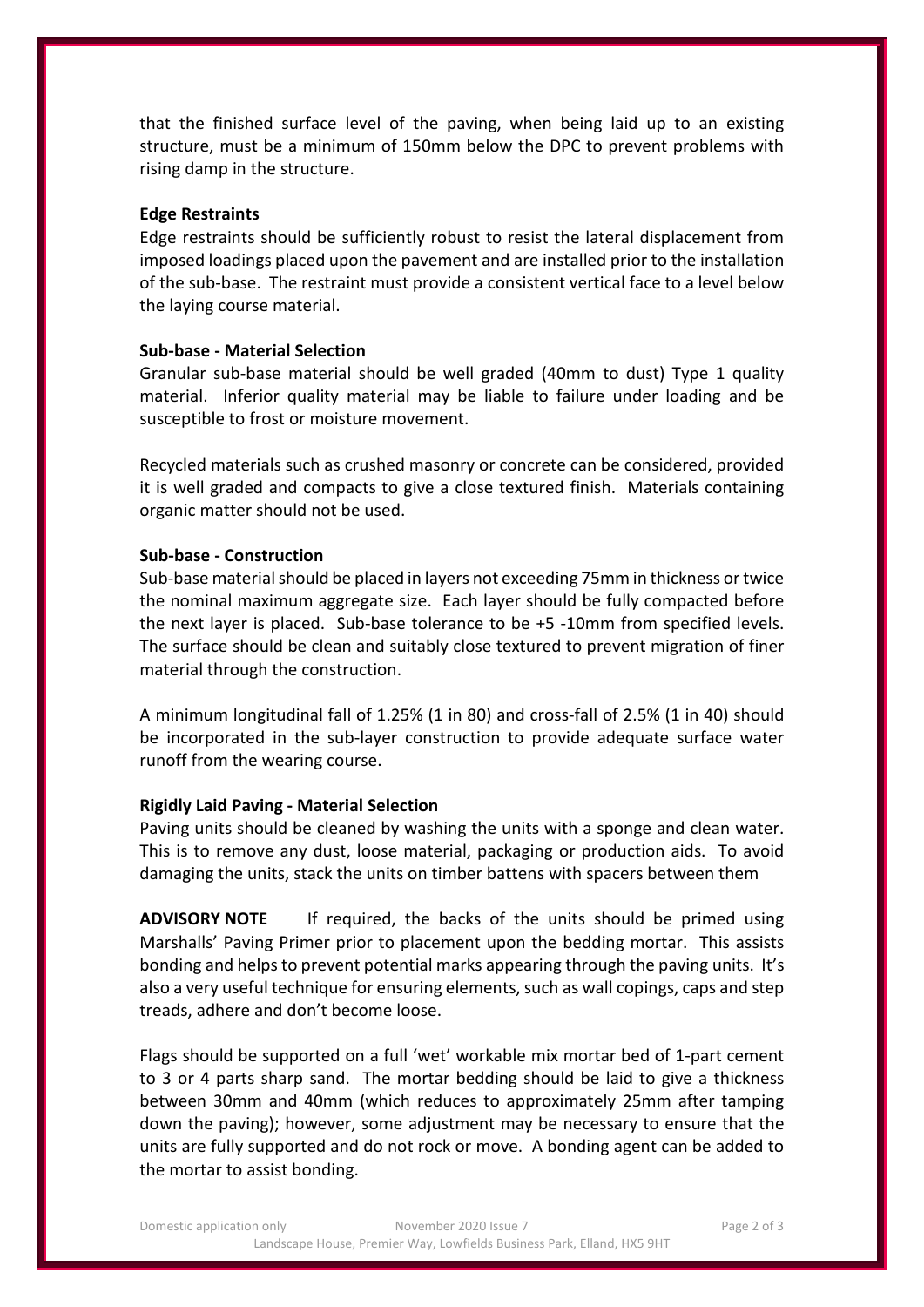that the finished surface level of the paving, when being laid up to an existing structure, must be a minimum of 150mm below the DPC to prevent problems with rising damp in the structure.

**Edge Restraints**

Edge restraints should be sufficiently robust to resist the lateral displacement from imposed loadings placed upon the pavement and are installed prior to the installation of the sub-base. The restraint must provide a consistent vertical face to a level below the laying course material.

**Sub-base - Material Selection**

Granular sub-base material should be well graded (40mm to dust) Type 1 quality material. Inferior quality material may be liable to failure under loading and be susceptible to frost or moisture movement.

Recycled materials such as crushed masonry or concrete can be considered, provided it is well graded and compacts to give a close textured finish. Materials containing organic matter should not be used.

**Sub-base - Construction**

Sub-base material should be placed in layers not exceeding 75mm in thickness or twice the nominal maximum aggregate size. Each layer should be fully compacted before the next layer is placed. Sub-base tolerance to be +5 -10mm from specified levels. The surface should be clean and suitably close textured to prevent migration of finer material through the construction.

A minimum longitudinal fall of 1.25% (1 in 80) and cross-fall of 2.5% (1 in 40) should be incorporated in the sub-layer construction to provide adequate surface water runoff from the wearing course.

**Rigidly Laid Paving - Material Selection**

Paving units should be cleaned by washing the units with a sponge and clean water. This is to remove any dust, loose material, packaging or production aids. To avoid damaging the units, stack the units on timber battens with spacers between them

**ADVISORY NOTE** If required, the backs of the units should be primed using Marshalls' Paving Primer prior to placement upon the bedding mortar. This assists bonding and helps to prevent potential marks appearing through the paving units. It's also a very useful technique for ensuring elements, such as wall copings, caps and step treads, adhere and don't become loose.

Flags should be supported on a full 'wet' workable mix mortar bed of 1-part cement to 3 or 4 parts sharp sand. The mortar bedding should be laid to give a thickness between 30mm and 40mm (which reduces to approximately 25mm after tamping down the paving); however, some adjustment may be necessary to ensure that the units are fully supported and do not rock or move. A bonding agent can be added to the mortar to assist bonding.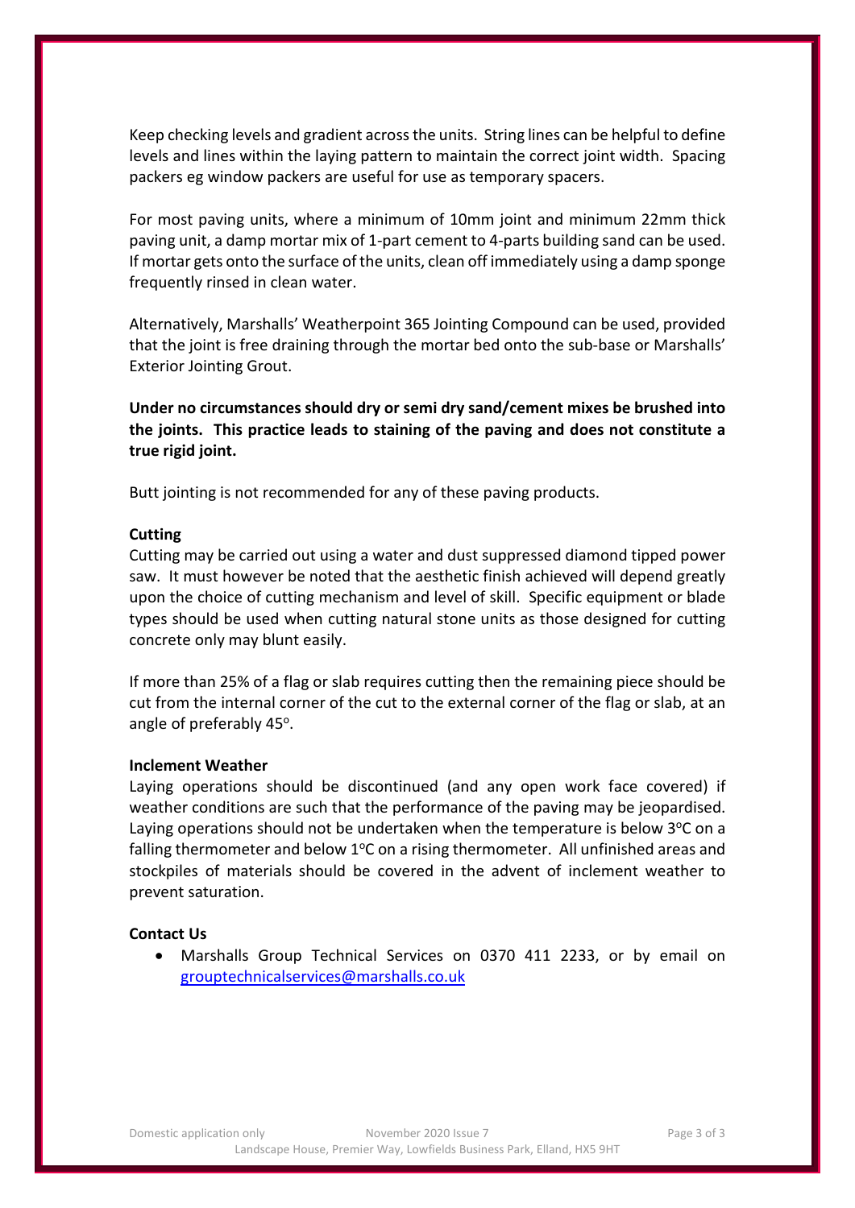Keep checking levels and gradient across the units. String lines can be helpful to define levels and lines within the laying pattern to maintain the correct joint width. Spacing packers eg window packers are useful for use as temporary spacers.

For most paving units, where a minimum of 10mm joint and minimum 22mm thick paving unit, a damp mortar mix of 1-part cement to 4-parts building sand can be used. If mortar gets onto the surface of the units, clean off immediately using a damp sponge frequently rinsed in clean water.

Alternatively, Marshalls' Weatherpoint 365 Jointing Compound can be used, provided that the joint is free draining through the mortar bed onto the sub-base or Marshalls' Exterior Jointing Grout.

**Under no circumstances should dry or semi dry sand/cement mixes be brushed into the joints. This practice leads to staining of the paving and does not constitute a true rigid joint.**

Butt jointing is not recommended for any of these paving products.

**Cutting**

Cutting may be carried out using a water and dust suppressed diamond tipped power saw. It must however be noted that the aesthetic finish achieved will depend greatly upon the choice of cutting mechanism and level of skill. Specific equipment or blade types should be used when cutting natural stone units as those designed for cutting concrete only may blunt easily.

If more than 25% of a flag or slab requires cutting then the remaining piece should be cut from the internal corner of the cut to the external corner of the flag or slab, at an angle of preferably 45°.

**Inclement Weather**

Laying operations should be discontinued (and any open work face covered) if weather conditions are such that the performance of the paving may be jeopardised. Laying operations should not be undertaken when the temperature is below 3°C on a falling thermometer and below 1°C on a rising thermometer. All unfinished areas and stockpiles of materials should be covered in the advent of inclement weather to prevent saturation.

**Contact Us**

- Marshalls Group Technical Services on 0370 411 2233, or by email on grouptechnicalservices@marshalls.co.uk

Domestic application only November 2020 Issue 7

Landscape House, Premier Way, Lowfields Business Park, Elland, HX5 9HT